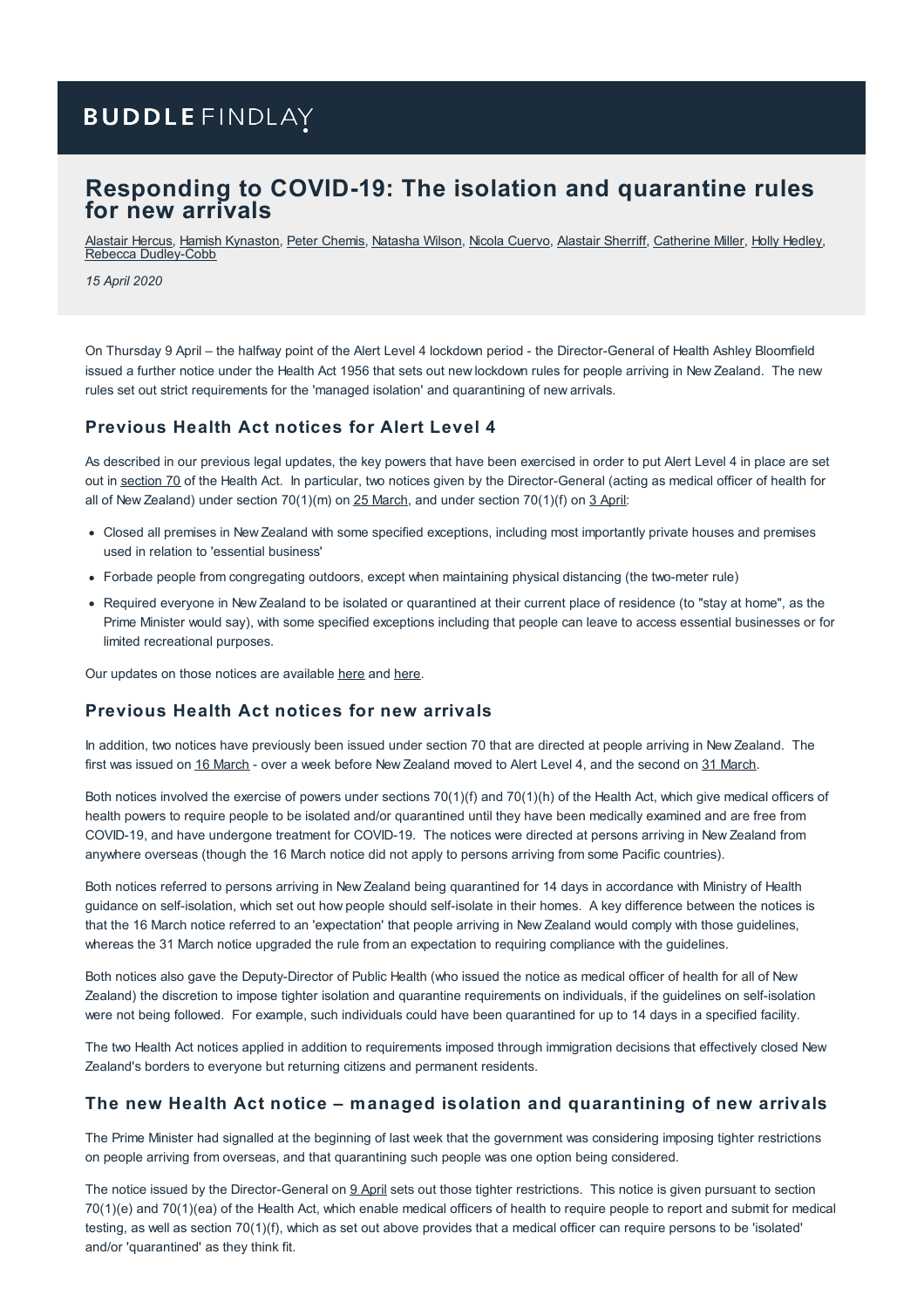BUDDLE FINDLAY

# Responding to COVID-19: The isolation and quarantine rules for new arrivals

Alastair Hercus, Hamish Kynaston, Peter Chemis, Natasha Wilson, Nicola Cuervo, Alastair Sherriff, Catherine Miller, Holly Hedley, Rebecca Dudley-Cobb

*15 April 2020*

On Thursday 9 April – the halfway point of the Alert Level 4 lockdown period - the Director-General of Health Ashley Bloomfield issued a further notice under the Health Act 1956 that sets out new lockdown rules for people arriving in New Zealand. The new rules set out strict requirements for the 'managed isolation' and quarantining of new arrivals.

## Previous Health Act notices for Alert Level 4

As described in our previous legal updates, the key powers that have been exercised in order to put Alert Level 4 in place are set out in section 70 of the Health Act. In particular, two notices given by the Director-General (acting as medical officer of health for all of New Zealand) under section 70(1)(m) on 25 March, and under section 70(1)(f) on 3 April:

- Closed all premises in New Zealand with some specified exceptions, including most importantly private houses and premises used in relation to 'essential business'
- Forbade people from congregating outdoors, except when maintaining physical distancing (the two-meter rule)
- Required everyone in New Zealand to be isolated or quarantined at their current place of residence (to "stay at home", as the Prime Minister would say), with some specified exceptions including that people can leave to access essential businesses or for limited recreational purposes.

Our updates on those notices are available here and here.

## Previous Health Act notices for new arrivals

In addition, two notices have previously been issued under section 70 that are directed at people arriving in New Zealand. The first was issued on 16 March - over a week before New Zealand moved to Alert Level 4, and the second on 31 March.

Both notices involved the exercise of powers under sections 70(1)(f) and 70(1)(h) of the Health Act, which give medical officers of health powers to require people to be isolated and/or quarantined until they have been medically examined and are free from COVID-19, and have undergone treatment for COVID-19. The notices were directed at persons arriving in New Zealand from anywhere overseas (though the 16 March notice did not apply to persons arriving from some Pacific countries).

Both notices referred to persons arriving in New Zealand being quarantined for 14 days in accordance with Ministry of Health guidance on self-isolation, which set out how people should self-isolate in their homes. A key difference between the notices is that the 16 March notice referred to an 'expectation' that people arriving in New Zealand would comply with those guidelines, whereas the 31 March notice upgraded the rule from an expectation to requiring compliance with the guidelines.

Both notices also gave the Deputy-Director of Public Health (who issued the notice as medical officer of health for all of New Zealand) the discretion to impose tighter isolation and quarantine requirements on individuals, if the guidelines on self-isolation were not being followed. For example, such individuals could have been quarantined for up to 14 days in a specified facility.

The two Health Act notices applied in addition to requirements imposed through immigration decisions that effectively closed New Zealand's borders to everyone but returning citizens and permanent residents.

## The new Health Act notice – managed isolation and quarantining of new arrivals

The Prime Minister had signalled at the beginning of last week that the government was considering imposing tighter restrictions on people arriving from overseas, and that quarantining such people was one option being considered.

The notice issued by the Director-General on 9 April sets out those tighter restrictions. This notice is given pursuant to section 70(1)(e) and 70(1)(ea) of the Health Act, which enable medical officers of health to require people to report and submit for medical testing, as well as section 70(1)(f), which as set out above provides that a medical officer can require persons to be 'isolated' and/or 'quarantined' as they think fit.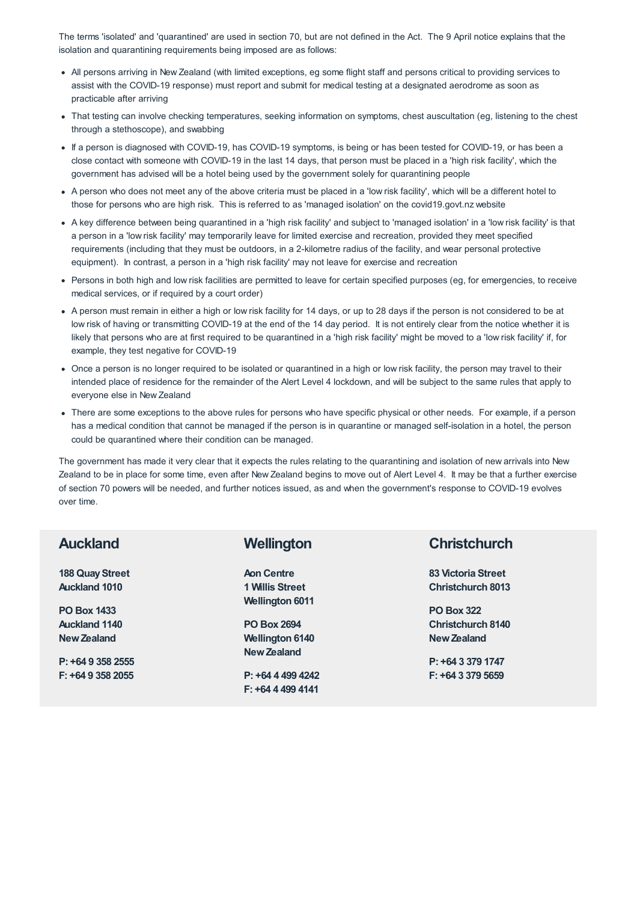The terms 'isolated' and 'quarantined' are used in section 70, but are not defined in the Act. The 9 April notice explains that the isolation and quarantining requirements being imposed are as follows:

- All persons arriving in New Zealand (with limited exceptions, eg some flight staff and persons critical to providing services to assist with the COVID-19 response) must report and submit for medical testing at a designated aerodrome as soon as practicable after arriving
- That testing can involve checking temperatures, seeking information on symptoms, chest auscultation (eg, listening to the chest through a stethoscope), and swabbing
- If a person is diagnosed with COVID-19, has COVID-19 symptoms, is being or has been tested for COVID-19, or has been a close contact with someone with COVID-19 in the last 14 days, that person must be placed in a 'high risk facility', which the government has advised will be a hotel being used by the government solely for quarantining people
- A person who does not meet any of the above criteria must be placed in a 'low risk facility', which will be a different hotel to those for persons who are high risk. This is referred to as 'managed isolation' on the covid19.govt.nz website
- A key difference between being quarantined in a 'high risk facility' and subject to 'managed isolation' in a 'low risk facility' is that a person in a 'low risk facility' may temporarily leave for limited exercise and recreation, provided they meet specified requirements (including that they must be outdoors, in a 2-kilometre radius of the facility, and wear personal protective equipment). In contrast, a person in a 'high risk facility' may not leave for exercise and recreation
- Persons in both high and low risk facilities are permitted to leave for certain specified purposes (eg, for emergencies, to receive medical services, or if required by a court order)
- A person must remain in either a high or low risk facility for 14 days, or up to 28 days if the person is not considered to be at low risk of having or transmitting COVID-19 at the end of the 14 day period. It is not entirely clear from the notice whether it is likely that persons who are at first required to be quarantined in a 'high risk facility' might be moved to a 'low risk facility' if, for example, they test negative for COVID-19
- Once a person is no longer required to be isolated or quarantined in a high or low risk facility, the person may travel to their intended place of residence for the remainder of the Alert Level 4 lockdown, and will be subject to the same rules that apply to everyone else in New Zealand
- There are some exceptions to the above rules for persons who have specific physical or other needs. For example, if a person has a medical condition that cannot be managed if the person is in quarantine or managed self-isolation in a hotel, the person could be quarantined where their condition can be managed.

The government has made it very clear that it expects the rules relating to the quarantining and isolation of new arrivals into New Zealand to be in place for some time, even after New Zealand begins to move out of Alert Level 4. It may be that a further exercise of section 70 powers will be needed, and further notices issued, as and when the government's response to COVID-19 evolves over time.

## Auckland

**188 Quay Street**
**Auckland 1010**

**PO Box 1433**
**Auckland 1140**
**New Zealand**

**P: +64 9 358 2555**
**F: +64 9 358 2055**

## Wellington

**Aon Centre**
**1 Willis Street**
**Wellington 6011**

**PO Box 2694**
**Wellington 6140**
**New Zealand**

**P: +64 4 499 4242**
**F: +64 4 499 4141**

## Christchurch

**83 Victoria Street**
**Christchurch 8013**

**PO Box 322**
**Christchurch 8140**
**New Zealand**

**P: +64 3 379 1747**
**F: +64 3 379 5659**